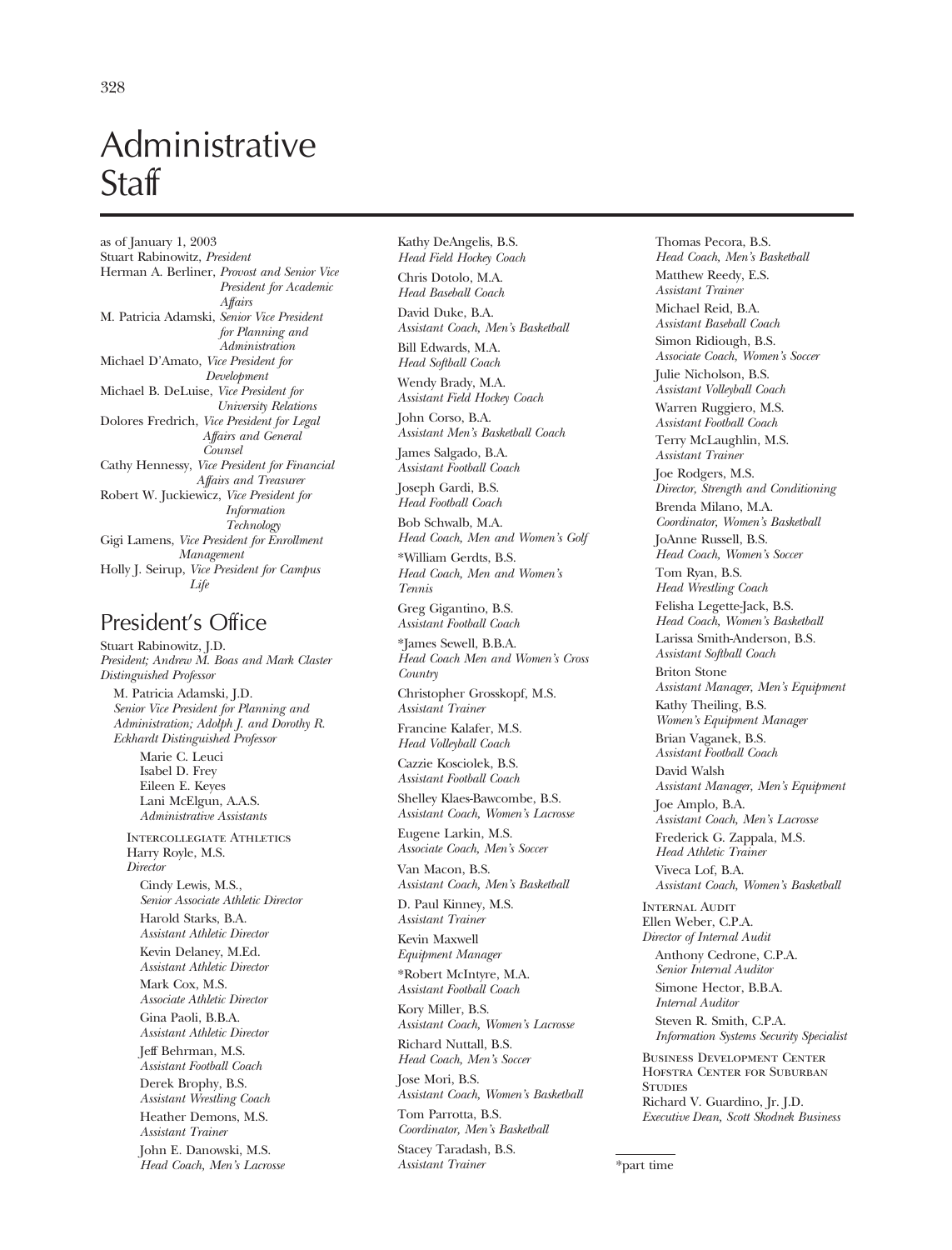# Administrative Staff

as of January 1, 2003

Stuart Rabinowitz, *President*

Herman A. Berliner, *Provost and Senior Vice President for Academic Affairs*

M. Patricia Adamski, *Senior Vice President for Planning and Administration*

Michael D'Amato, *Vice President for Development*

Michael B. DeLuise, *Vice President for University Relations*

Dolores Fredrich, *Vice President for Legal Affairs and General Counsel*

Cathy Hennessy, *Vice President for Financial Affairs and Treasurer*

Robert W. Juckiewicz, *Vice President for Information Technology*

Gigi Lamens, *Vice President for Enrollment Management*

Holly J. Seirup, *Vice President for Campus Life*

## President's Office

Stuart Rabinowitz, J.D.
*President; Andrew M. Boas and Mark Claster Distinguished Professor*

M. Patricia Adamski, J.D.
*Senior Vice President for Planning and Administration; Adolph J. and Dorothy R. Eckhardt Distinguished Professor*

Marie C. Leuci
Isabel D. Frey
Eileen E. Keyes
Lani McElgun, A.A.S.
*Administrative Assistants*

### Intercollegiate Athletics

Harry Royle, M.S.
*Director*

Cindy Lewis, M.S.,
*Senior Associate Athletic Director*

Harold Starks, B.A.
*Assistant Athletic Director*

Kevin Delaney, M.Ed.
*Assistant Athletic Director*

Mark Cox, M.S.
*Associate Athletic Director*

Gina Paoli, B.B.A.
*Assistant Athletic Director*

Jeff Behrman, M.S.
*Assistant Football Coach*

Derek Brophy, B.S.
*Assistant Wrestling Coach*

Heather Demons, M.S.
*Assistant Trainer*

John E. Danowski, M.S.
*Head Coach, Men's Lacrosse*

Kathy DeAngelis, B.S.
*Head Field Hockey Coach*

Chris Dotolo, M.A.
*Head Baseball Coach*

David Duke, B.A.
*Assistant Coach, Men's Basketball*

Bill Edwards, M.A.
*Head Softball Coach*

Wendy Brady, M.A.
*Assistant Field Hockey Coach*

John Corso, B.A.
*Assistant Men's Basketball Coach*

James Salgado, B.A.
*Assistant Football Coach*

Joseph Gardi, B.S.
*Head Football Coach*

Bob Schwalb, M.A.
*Head Coach, Men and Women's Golf*

*William Gerdts, B.S.
*Head Coach, Men and Women's Tennis*

Greg Gigantino, B.S.
*Assistant Football Coach*

*James Sewell, B.B.A.
*Head Coach Men and Women's Cross Country*

Christopher Grosskopf, M.S.
*Assistant Trainer*

Francine Kalafer, M.S.
*Head Volleyball Coach*

Cazzie Kosciolek, B.S.
*Assistant Football Coach*

Shelley Klaes-Bawcombe, B.S.
*Assistant Coach, Women's Lacrosse*

Eugene Larkin, M.S.
*Associate Coach, Men's Soccer*

Van Macon, B.S.
*Assistant Coach, Men's Basketball*

D. Paul Kinney, M.S.
*Assistant Trainer*

Kevin Maxwell
*Equipment Manager*

*Robert McIntyre, M.A.
*Assistant Football Coach*

Kory Miller, B.S.
*Assistant Coach, Women's Lacrosse*

Richard Nuttall, B.S.
*Head Coach, Men's Soccer*

Jose Mori, B.S.
*Assistant Coach, Women's Basketball*

Tom Parrotta, B.S.
*Coordinator, Men's Basketball*

Stacey Taradash, B.S.
*Assistant Trainer*

Thomas Pecora, B.S.
*Head Coach, Men's Basketball*

Matthew Reedy, E.S.
*Assistant Trainer*

Michael Reid, B.A.
*Assistant Baseball Coach*

Simon Ridiough, B.S.
*Associate Coach, Women's Soccer*

Julie Nicholson, B.S.
*Assistant Volleyball Coach*

Warren Ruggiero, M.S.
*Assistant Football Coach*

Terry McLaughlin, M.S.
*Assistant Trainer*

Joe Rodgers, M.S.
*Director, Strength and Conditioning*

Brenda Milano, M.A.
*Coordinator, Women's Basketball*

JoAnne Russell, B.S.
*Head Coach, Women's Soccer*

Tom Ryan, B.S.
*Head Wrestling Coach*

Felisha Legette-Jack, B.S.
*Head Coach, Women's Basketball*

Larissa Smith-Anderson, B.S.
*Assistant Softball Coach*

Briton Stone
*Assistant Manager, Men's Equipment*

Kathy Theiling, B.S.
*Women's Equipment Manager*

Brian Vaganek, B.S.
*Assistant Football Coach*

David Walsh
*Assistant Manager, Men's Equipment*

Joe Amplo, B.A.
*Assistant Coach, Men's Lacrosse*

Frederick G. Zappala, M.S.
*Head Athletic Trainer*

Viveca Lof, B.A.
*Assistant Coach, Women's Basketball*

### Internal Audit

Ellen Weber, C.P.A.
*Director of Internal Audit*

Anthony Cedrone, C.P.A.
*Senior Internal Auditor*

Simone Hector, B.B.A.
*Internal Auditor*

Steven R. Smith, C.P.A.
*Information Systems Security Specialist*

### Business Development Center
### Hofstra Center for Suburban Studies

Richard V. Guardino, Jr. J.D.
*Executive Dean, Scott Skodnek Business*

*part time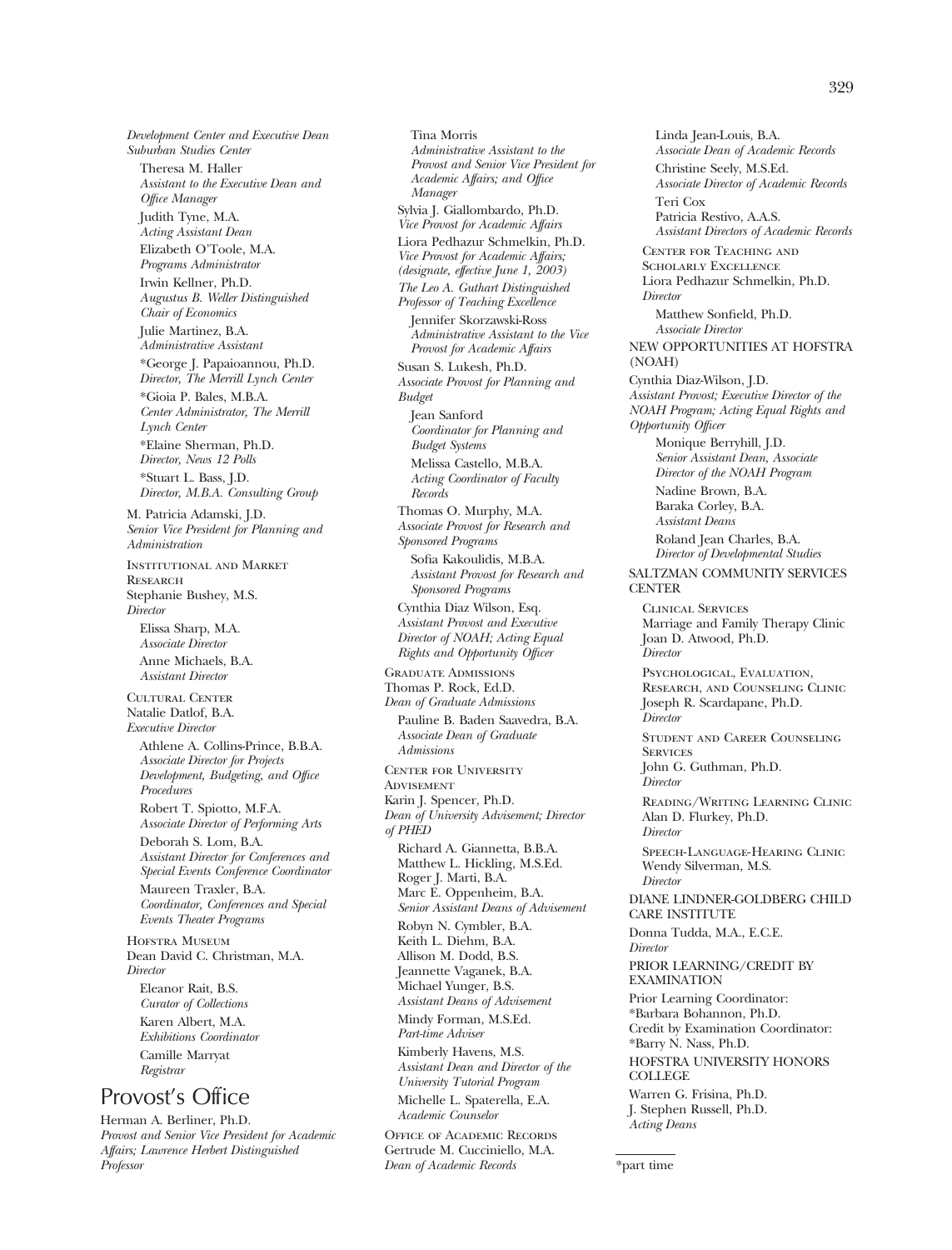*Development Center and Executive Dean Suburban Studies Center*

Theresa M. Haller
*Assistant to the Executive Dean and Office Manager*

Judith Tyne, M.A.
*Acting Assistant Dean*

Elizabeth O'Toole, M.A.
*Programs Administrator*

Irwin Kellner, Ph.D.
*Augustus B. Weller Distinguished Chair of Economics*

Julie Martinez, B.A.
*Administrative Assistant*

*George J. Papaioannou, Ph.D.
*Director, The Merrill Lynch Center*

*Gioia P. Bales, M.B.A.
*Center Administrator, The Merrill Lynch Center*

*Elaine Sherman, Ph.D.
*Director, News 12 Polls*

*Stuart L. Bass, J.D.
*Director, M.B.A. Consulting Group*

M. Patricia Adamski, J.D.
*Senior Vice President for Planning and Administration*

Institutional and Market Research

Stephanie Bushey, M.S.
*Director*

Elissa Sharp, M.A.
*Associate Director*

Anne Michaels, B.A.
*Assistant Director*

Cultural Center

Natalie Datlof, B.A.
*Executive Director*

Athlene A. Collins-Prince, B.B.A.
*Associate Director for Projects Development, Budgeting, and Office Procedures*

Robert T. Spiotto, M.F.A.
*Associate Director of Performing Arts*

Deborah S. Lom, B.A.
*Assistant Director for Conferences and Special Events Conference Coordinator*

Maureen Traxler, B.A.
*Coordinator, Conferences and Special Events Theater Programs*

Hofstra Museum

Dean David C. Christman, M.A.
*Director*

Eleanor Rait, B.S.
*Curator of Collections*

Karen Albert, M.A.
*Exhibitions Coordinator*

Camille Marryat
*Registrar*

## Provost's Office

Herman A. Berliner, Ph.D.
*Provost and Senior Vice President for Academic Affairs; Lawrence Herbert Distinguished Professor*

Tina Morris
*Administrative Assistant to the Provost and Senior Vice President for Academic Affairs; and Office Manager*

Sylvia J. Giallombardo, Ph.D.
*Vice Provost for Academic Affairs*

Liora Pedhazur Schmelkin, Ph.D.
*Vice Provost for Academic Affairs; (designate, effective June 1, 2003) The Leo A. Guthart Distinguished Professor of Teaching Excellence*

Jennifer Skorzawski-Ross
*Administrative Assistant to the Vice Provost for Academic Affairs*

Susan S. Lukesh, Ph.D.
*Associate Provost for Planning and Budget*

Jean Sanford
*Coordinator for Planning and Budget Systems*

Melissa Castello, M.B.A.
*Acting Coordinator of Faculty Records*

Thomas O. Murphy, M.A.
*Associate Provost for Research and Sponsored Programs*

Sofia Kakoulidis, M.B.A.
*Assistant Provost for Research and Sponsored Programs*

Cynthia Diaz Wilson, Esq.
*Assistant Provost and Executive Director of NOAH; Acting Equal Rights and Opportunity Officer*

Graduate Admissions

Thomas P. Rock, Ed.D.
*Dean of Graduate Admissions*

Pauline B. Baden Saavedra, B.A.
*Associate Dean of Graduate Admissions*

Center for University Advisement

Karin J. Spencer, Ph.D.
*Dean of University Advisement; Director of PHED*

Richard A. Giannetta, B.B.A.
Matthew L. Hickling, M.S.Ed.
Roger J. Marti, B.A.
Marc E. Oppenheim, B.A.
*Senior Assistant Deans of Advisement*

Robyn N. Cymbler, B.A.
Keith L. Diehm, B.A.
Allison M. Dodd, B.S.
Jeannette Vaganek, B.A.
Michael Yunger, B.S.
*Assistant Deans of Advisement*

Mindy Forman, M.S.Ed.
*Part-time Adviser*

Kimberly Havens, M.S.
*Assistant Dean and Director of the University Tutorial Program*

Michelle L. Spaterella, E.A.
*Academic Counselor*

Office of Academic Records

Gertrude M. Cucciniello, M.A.
*Dean of Academic Records*

Linda Jean-Louis, B.A.
*Associate Dean of Academic Records*

Christine Seely, M.S.Ed.
*Associate Director of Academic Records*

Teri Cox
Patricia Restivo, A.A.S.
*Assistant Directors of Academic Records*

Center for Teaching and Scholarly Excellence

Liora Pedhazur Schmelkin, Ph.D.
*Director*

Matthew Sonfield, Ph.D.
*Associate Director*

NEW OPPORTUNITIES AT HOFSTRA (NOAH)

Cynthia Diaz-Wilson, J.D.
*Assistant Provost; Executive Director of the NOAH Program; Acting Equal Rights and Opportunity Officer*

Monique Berryhill, J.D.
*Senior Assistant Dean, Associate Director of the NOAH Program*

Nadine Brown, B.A.
Baraka Corley, B.A.
*Assistant Deans*

Roland Jean Charles, B.A.
*Director of Developmental Studies*

SALTZMAN COMMUNITY SERVICES CENTER

Clinical Services

Marriage and Family Therapy Clinic
Joan D. Atwood, Ph.D.
*Director*

Psychological, Evaluation, Research, and Counseling Clinic

Joseph R. Scardapane, Ph.D.
*Director*

Student and Career Counseling Services

John G. Guthman, Ph.D.
*Director*

Reading/Writing Learning Clinic

Alan D. Flurkey, Ph.D.
*Director*

Speech-Language-Hearing Clinic

Wendy Silverman, M.S.
*Director*

DIANE LINDNER-GOLDBERG CHILD CARE INSTITUTE

Donna Tudda, M.A., E.C.E.
*Director*

PRIOR LEARNING/CREDIT BY EXAMINATION

Prior Learning Coordinator:
*Barbara Bohannon, Ph.D.
Credit by Examination Coordinator:
*Barry N. Nass, Ph.D.

HOFSTRA UNIVERSITY HONORS COLLEGE

Warren G. Frisina, Ph.D.
J. Stephen Russell, Ph.D.
*Acting Deans*

---

*part time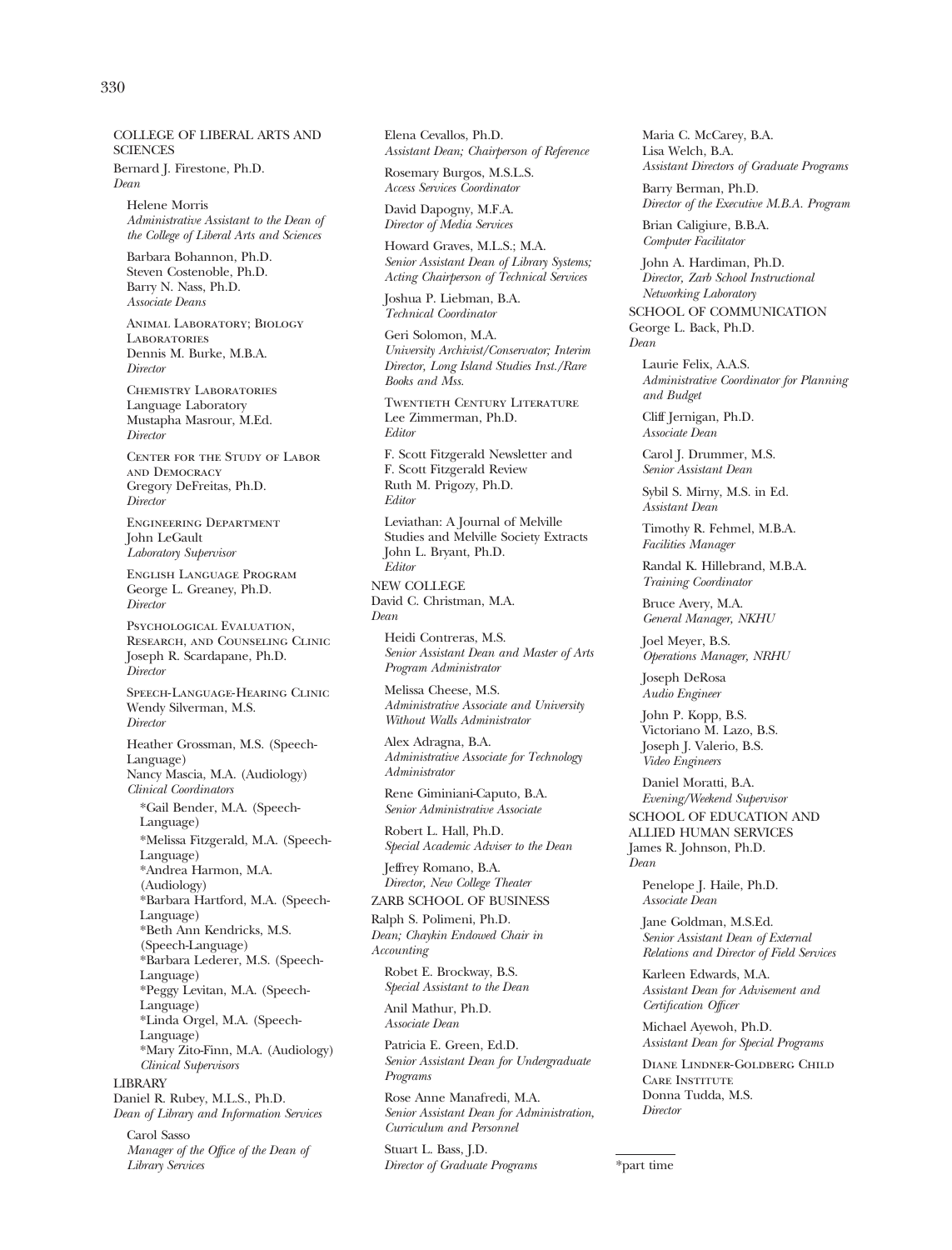## COLLEGE OF LIBERAL ARTS AND SCIENCES

Bernard J. Firestone, Ph.D.
*Dean*

Helene Morris
*Administrative Assistant to the Dean of the College of Liberal Arts and Sciences*

Barbara Bohannon, Ph.D.
Steven Costenoble, Ph.D.
Barry N. Nass, Ph.D.
*Associate Deans*

Animal Laboratory; Biology Laboratories
Dennis M. Burke, M.B.A.
*Director*

Chemistry Laboratories
Language Laboratory
Mustapha Masrour, M.Ed.
*Director*

Center for the Study of Labor and Democracy
Gregory DeFreitas, Ph.D.
*Director*

Engineering Department
John LeGault
*Laboratory Supervisor*

English Language Program
George L. Greaney, Ph.D.
*Director*

Psychological Evaluation, Research, and Counseling Clinic
Joseph R. Scardapane, Ph.D.
*Director*

Speech-Language-Hearing Clinic
Wendy Silverman, M.S.
*Director*

Heather Grossman, M.S. (Speech-Language)
Nancy Mascia, M.A. (Audiology)
*Clinical Coordinators*

*Gail Bender, M.A. (Speech-Language)
*Melissa Fitzgerald, M.A. (Speech-Language)
*Andrea Harmon, M.A. (Audiology)
*Barbara Hartford, M.A. (Speech-Language)
*Beth Ann Kendricks, M.S. (Speech-Language)
*Barbara Lederer, M.S. (Speech-Language)
*Peggy Levitan, M.A. (Speech-Language)
*Linda Orgel, M.A. (Speech-Language)
*Mary Zito-Finn, M.A. (Audiology)
*Clinical Supervisors*

## LIBRARY

Daniel R. Rubey, M.L.S., Ph.D.
*Dean of Library and Information Services*

Carol Sasso
*Manager of the Office of the Dean of Library Services*

Elena Cevallos, Ph.D.
*Assistant Dean; Chairperson of Reference*

Rosemary Burgos, M.S.L.S.
*Access Services Coordinator*

David Dapogny, M.F.A.
*Director of Media Services*

Howard Graves, M.L.S.; M.A.
*Senior Assistant Dean of Library Systems; Acting Chairperson of Technical Services*

Joshua P. Liebman, B.A.
*Technical Coordinator*

Geri Solomon, M.A.
*University Archivist/Conservator; Interim Director, Long Island Studies Inst./Rare Books and Mss.*

Twentieth Century Literature
Lee Zimmerman, Ph.D.
*Editor*

F. Scott Fitzgerald Newsletter and F. Scott Fitzgerald Review
Ruth M. Prigozy, Ph.D.
*Editor*

Leviathan: A Journal of Melville Studies and Melville Society Extracts
John L. Bryant, Ph.D.
*Editor*

## NEW COLLEGE

David C. Christman, M.A.
*Dean*

Heidi Contreras, M.S.
*Senior Assistant Dean and Master of Arts Program Administrator*

Melissa Cheese, M.S.
*Administrative Associate and University Without Walls Administrator*

Alex Adragna, B.A.
*Administrative Associate for Technology Administrator*

Rene Giminiani-Caputo, B.A.
*Senior Administrative Associate*

Robert L. Hall, Ph.D.
*Special Academic Adviser to the Dean*

Jeffrey Romano, B.A.
*Director, New College Theater*

## ZARB SCHOOL OF BUSINESS

Ralph S. Polimeni, Ph.D.
*Dean; Chaykin Endowed Chair in Accounting*

Robet E. Brockway, B.S.
*Special Assistant to the Dean*

Anil Mathur, Ph.D.
*Associate Dean*

Patricia E. Green, Ed.D.
*Senior Assistant Dean for Undergraduate Programs*

Rose Anne Manafredi, M.A.
*Senior Assistant Dean for Administration, Curriculum and Personnel*

Stuart L. Bass, J.D.
*Director of Graduate Programs*

Maria C. McCarey, B.A.
Lisa Welch, B.A.
*Assistant Directors of Graduate Programs*

Barry Berman, Ph.D.
*Director of the Executive M.B.A. Program*

Brian Caligiure, B.B.A.
*Computer Facilitator*

John A. Hardiman, Ph.D.
*Director, Zarb School Instructional Networking Laboratory*

## SCHOOL OF COMMUNICATION

George L. Back, Ph.D.
*Dean*

Laurie Felix, A.A.S.
*Administrative Coordinator for Planning and Budget*

Cliff Jernigan, Ph.D.
*Associate Dean*

Carol J. Drummer, M.S.
*Senior Assistant Dean*

Sybil S. Mirny, M.S. in Ed.
*Assistant Dean*

Timothy R. Fehmel, M.B.A.
*Facilities Manager*

Randal K. Hillebrand, M.B.A.
*Training Coordinator*

Bruce Avery, M.A.
*General Manager, NKHU*

Joel Meyer, B.S.
*Operations Manager, NRHU*

Joseph DeRosa
*Audio Engineer*

John P. Kopp, B.S.
Victoriano M. Lazo, B.S.
Joseph J. Valerio, B.S.
*Video Engineers*

Daniel Moratti, B.A.
*Evening/Weekend Supervisor*

## SCHOOL OF EDUCATION AND ALLIED HUMAN SERVICES

James R. Johnson, Ph.D.
*Dean*

Penelope J. Haile, Ph.D.
*Associate Dean*

Jane Goldman, M.S.Ed.
*Senior Assistant Dean of External Relations and Director of Field Services*

Karleen Edwards, M.A.
*Assistant Dean for Advisement and Certification Officer*

Michael Ayewoh, Ph.D.
*Assistant Dean for Special Programs*

Diane Lindner-Goldberg Child Care Institute
Donna Tudda, M.S.
*Director*

---

*part time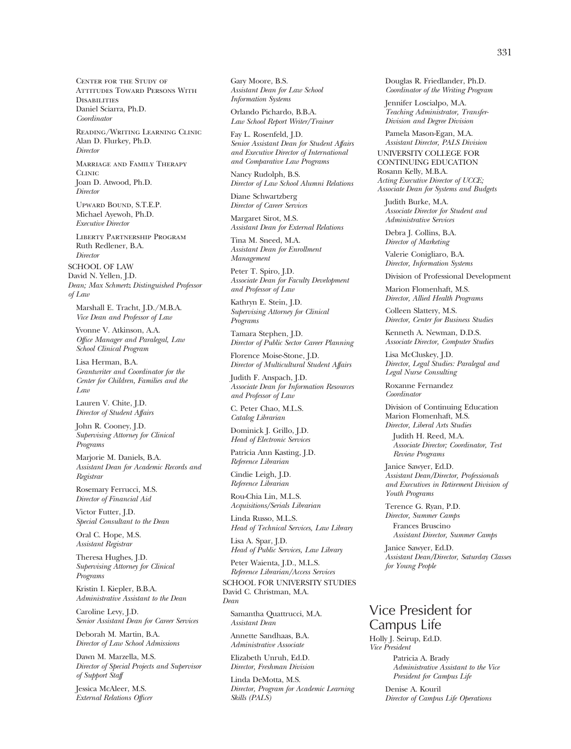Center for the Study of Attitudes Toward Persons With Disabilities
Daniel Sciarra, Ph.D.
*Coordinator*

Reading/Writing Learning Clinic
Alan D. Flurkey, Ph.D.
*Director*

Marriage and Family Therapy Clinic
Joan D. Atwood, Ph.D.
*Director*

Upward Bound, S.T.E.P.
Michael Ayewoh, Ph.D.
*Executive Director*

Liberty Partnership Program
Ruth Redlener, B.A.
*Director*

SCHOOL OF LAW
David N. Yellen, J.D.
*Dean; Max Schmertz Distinguished Professor of Law*

Marshall E. Tracht, J.D./M.B.A.
*Vice Dean and Professor of Law*

Yvonne V. Atkinson, A.A.
*Office Manager and Paralegal, Law School Clinical Program*

Lisa Herman, B.A.
*Grantwriter and Coordinator for the Center for Children, Families and the Law*

Lauren V. Chite, J.D.
*Director of Student Affairs*

John R. Cooney, J.D.
*Supervising Attorney for Clinical Programs*

Marjorie M. Daniels, B.A.
*Assistant Dean for Academic Records and Registrar*

Rosemary Ferrucci, M.S.
*Director of Financial Aid*

Victor Futter, J.D.
*Special Consultant to the Dean*

Oral C. Hope, M.S.
*Assistant Registrar*

Theresa Hughes, J.D.
*Supervising Attorney for Clinical Programs*

Kristin I. Kiepler, B.B.A.
*Administrative Assistant to the Dean*

Caroline Levy, J.D.
*Senior Assistant Dean for Career Services*

Deborah M. Martin, B.A.
*Director of Law School Admissions*

Dawn M. Marzella, M.S.
*Director of Special Projects and Supervisor of Support Staff*

Jessica McAleer, M.S.
*External Relations Officer*

Gary Moore, B.S.
*Assistant Dean for Law School Information Systems*

Orlando Pichardo, B.B.A.
*Law School Report Writer/Trainer*

Fay L. Rosenfeld, J.D.
*Senior Assistant Dean for Student Affairs and Executive Director of International and Comparative Law Programs*

Nancy Rudolph, B.S.
*Director of Law School Alumni Relations*

Diane Schwartzberg
*Director of Career Services*

Margaret Sirot, M.S.
*Assistant Dean for External Relations*

Tina M. Sneed, M.A.
*Assistant Dean for Enrollment Management*

Peter T. Spiro, J.D.
*Associate Dean for Faculty Development and Professor of Law*

Kathryn E. Stein, J.D.
*Supervising Attorney for Clinical Programs*

Tamara Stephen, J.D.
*Director of Public Sector Career Planning*

Florence Moise-Stone, J.D.
*Director of Multicultural Student Affairs*

Judith F. Anspach, J.D.
*Associate Dean for Information Resources and Professor of Law*

C. Peter Chao, M.L.S.
*Catalog Librarian*

Dominick J. Grillo, J.D.
*Head of Electronic Services*

Patricia Ann Kasting, J.D.
*Reference Librarian*

Cindie Leigh, J.D.
*Reference Librarian*

Rou-Chia Lin, M.L.S.
*Acquisitions/Serials Librarian*

Linda Russo, M.L.S.
*Head of Technical Services, Law Library*

Lisa A. Spar, J.D.
*Head of Public Services, Law Library*

Peter Waienta, J.D., M.L.S.
*Reference Librarian/Access Services*

SCHOOL FOR UNIVERSITY STUDIES
David C. Christman, M.A.
*Dean*

Samantha Quattrucci, M.A.
*Assistant Dean*

Annette Sandhaas, B.A.
*Administrative Associate*

Elizabeth Unruh, Ed.D.
*Director, Freshman Division*

Linda DeMotta, M.S.
*Director, Program for Academic Learning Skills (PALS)*

Douglas R. Friedlander, Ph.D.
*Coordinator of the Writing Program*

Jennifer Loscialpo, M.A.
*Teaching Administrator, Transfer-Division and Degree Division*

Pamela Mason-Egan, M.A.
*Assistant Director, PALS Division*

UNIVERSITY COLLEGE FOR CONTINUING EDUCATION
Rosann Kelly, M.B.A.
*Acting Executive Director of UCCE; Associate Dean for Systems and Budgets*

Judith Burke, M.A.
*Associate Director for Student and Administrative Services*

Debra J. Collins, B.A.
*Director of Marketing*

Valerie Conigliaro, B.A.
*Director, Information Systems*

Division of Professional Development

Marion Flomenhaft, M.S.
*Director, Allied Health Programs*

Colleen Slattery, M.S.
*Director, Center for Business Studies*

Kenneth A. Newman, D.D.S.
*Associate Director, Computer Studies*

Lisa McCluskey, J.D.
*Director, Legal Studies: Paralegal and Legal Nurse Consulting*

Roxanne Fernandez
*Coordinator*

Division of Continuing Education
Marion Flomenhaft, M.S.
*Director, Liberal Arts Studies*

Judith H. Reed, M.A.
*Associate Director; Coordinator, Test Review Programs*

Janice Sawyer, Ed.D.
*Assistant Dean/Director, Professionals and Executives in Retirement Division of Youth Programs*

Terence G. Ryan, P.D.
*Director, Summer Camps*

Frances Bruscino
*Assistant Director, Summer Camps*

Janice Sawyer, Ed.D.
*Assistant Dean/Director, Saturday Classes for Young People*

## Vice President for Campus Life

Holly J. Seirup, Ed.D.
*Vice President*

Patricia A. Brady
*Administrative Assistant to the Vice President for Campus Life*

Denise A. Kouril
*Director of Campus Life Operations*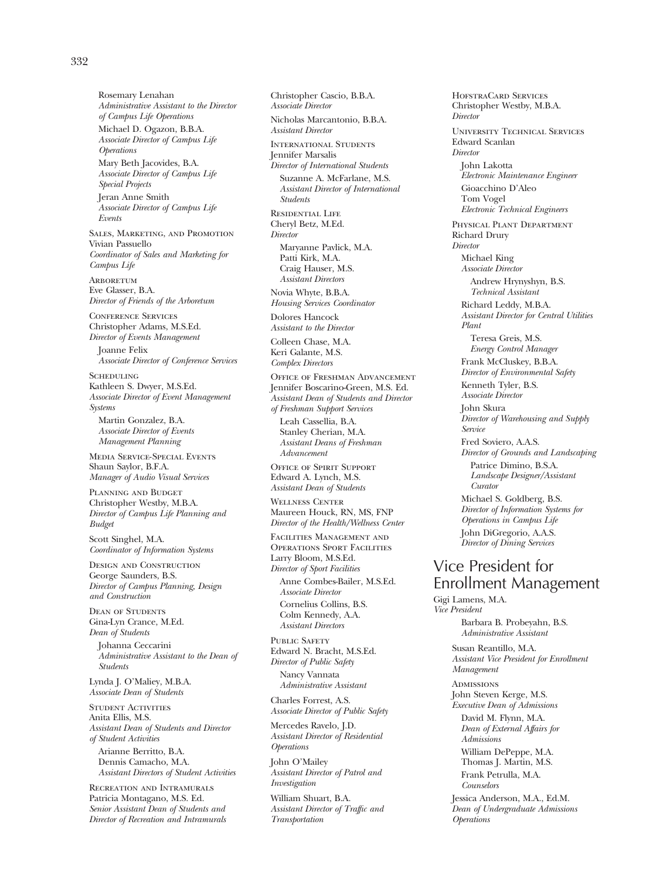Rosemary Lenahan
*Administrative Assistant to the Director of Campus Life Operations*

Michael D. Ogazon, B.B.A.
*Associate Director of Campus Life Operations*

Mary Beth Jacovides, B.A.
*Associate Director of Campus Life Special Projects*

Jeran Anne Smith
*Associate Director of Campus Life Events*

Sales, Marketing, and Promotion
Vivian Passuello
*Coordinator of Sales and Marketing for Campus Life*

Arboretum
Eve Glasser, B.A.
*Director of Friends of the Arboretum*

Conference Services
Christopher Adams, M.S.Ed.
*Director of Events Management*

Joanne Felix
*Associate Director of Conference Services*

Scheduling
Kathleen S. Dwyer, M.S.Ed.
*Associate Director of Event Management Systems*

Martin Gonzalez, B.A.
*Associate Director of Events Management Planning*

Media Service-Special Events
Shaun Saylor, B.F.A.
*Manager of Audio Visual Services*

Planning and Budget
Christopher Westby, M.B.A.
*Director of Campus Life Planning and Budget*

Scott Singhel, M.A.
*Coordinator of Information Systems*

Design and Construction
George Saunders, B.S.
*Director of Campus Planning, Design and Construction*

Dean of Students
Gina-Lyn Crance, M.Ed.
*Dean of Students*

Johanna Ceccarini
*Administrative Assistant to the Dean of Students*

Lynda J. O'Maliey, M.B.A.
*Associate Dean of Students*

Student Activities
Anita Ellis, M.S.
*Assistant Dean of Students and Director of Student Activities*

Arianne Berritto, B.A.
Dennis Camacho, M.A.
*Assistant Directors of Student Activities*

Recreation and Intramurals
Patricia Montagano, M.S. Ed.
*Senior Assistant Dean of Students and Director of Recreation and Intramurals*

Christopher Cascio, B.B.A.
*Associate Director*

Nicholas Marcantonio, B.B.A.
*Assistant Director*

International Students
Jennifer Marsalis
*Director of International Students*

Suzanne A. McFarlane, M.S.
*Assistant Director of International Students*

Residential Life
Cheryl Betz, M.Ed.
*Director*

Maryanne Pavlick, M.A.
Patti Kirk, M.A.
Craig Hauser, M.S.
*Assistant Directors*

Novia Whyte, B.B.A.
*Housing Services Coordinator*

Dolores Hancock
*Assistant to the Director*

Colleen Chase, M.A.
Keri Galante, M.S.
*Complex Directors*

Office of Freshman Advancement
Jennifer Boscarino-Green, M.S. Ed.
*Assistant Dean of Students and Director of Freshman Support Services*

Leah Cassellia, B.A.
Stanley Cherian, M.A.
*Assistant Deans of Freshman Advancement*

Office of Spirit Support
Edward A. Lynch, M.S.
*Assistant Dean of Students*

Wellness Center
Maureen Houck, RN, MS, FNP
*Director of the Health/Wellness Center*

Facilities Management and Operations Sport Facilities
Larry Bloom, M.S.Ed.
*Director of Sport Facilities*

Anne Combes-Bailer, M.S.Ed.
*Associate Director*

Cornelius Collins, B.S.
Colm Kennedy, A.A.
*Assistant Directors*

Public Safety
Edward N. Bracht, M.S.Ed.
*Director of Public Safety*

Nancy Vannata
*Administrative Assistant*

Charles Forrest, A.S.
*Associate Director of Public Safety*

Mercedes Ravelo, J.D.
*Assistant Director of Residential Operations*

John O'Mailey
*Assistant Director of Patrol and Investigation*

William Shuart, B.A.
*Assistant Director of Traffic and Transportation*

HofstraCard Services
Christopher Westby, M.B.A.
*Director*

University Technical Services
Edward Scanlan
*Director*

John Lakotta
*Electronic Maintenance Engineer*

Gioacchino D'Aleo
Tom Vogel
*Electronic Technical Engineers*

Physical Plant Department
Richard Drury
*Director*

Michael King
*Associate Director*

Andrew Hrynyshyn, B.S.
*Technical Assistant*

Richard Leddy, M.B.A.
*Assistant Director for Central Utilities Plant*

Teresa Greis, M.S.
*Energy Control Manager*

Frank McCluskey, B.B.A.
*Director of Environmental Safety*

Kenneth Tyler, B.S.
*Associate Director*

John Skura
*Director of Warehousing and Supply Service*

Fred Soviero, A.A.S.
*Director of Grounds and Landscaping*

Patrice Dimino, B.S.A.
*Landscape Designer/Assistant Curator*

Michael S. Goldberg, B.S.
*Director of Information Systems for Operations in Campus Life*

John DiGregorio, A.A.S.
*Director of Dining Services*

## Vice President for Enrollment Management

Gigi Lamens, M.A.
*Vice President*

Barbara B. Probeyahn, B.S.
*Administrative Assistant*

Susan Reantillo, M.A.
*Assistant Vice President for Enrollment Management*

Admissions
John Steven Kerge, M.S.
*Executive Dean of Admissions*

David M. Flynn, M.A.
*Dean of External Affairs for Admissions*

William DePeppe, M.A.
Thomas J. Martin, M.S.
Frank Petrulla, M.A.
*Counselors*

Jessica Anderson, M.A., Ed.M.
*Dean of Undergraduate Admissions Operations*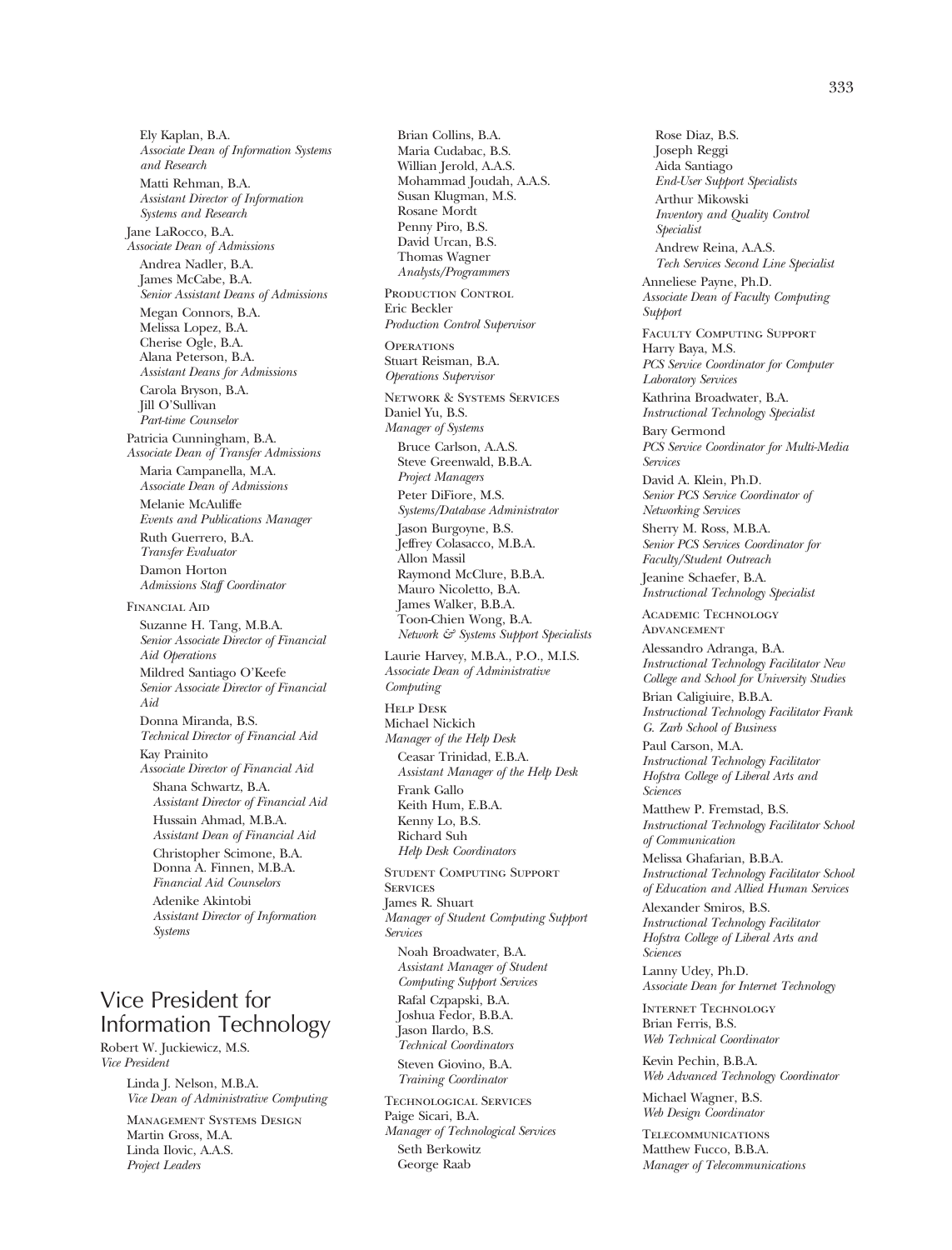Ely Kaplan, B.A.
*Associate Dean of Information Systems and Research*

Matti Rehman, B.A.
*Assistant Director of Information Systems and Research*

Jane LaRocco, B.A.
*Associate Dean of Admissions*

Andrea Nadler, B.A.
James McCabe, B.A.
*Senior Assistant Deans of Admissions*

Megan Connors, B.A.
Melissa Lopez, B.A.
Cherise Ogle, B.A.
Alana Peterson, B.A.
*Assistant Deans for Admissions*

Carola Bryson, B.A.
Jill O'Sullivan
*Part-time Counselor*

Patricia Cunningham, B.A.
*Associate Dean of Transfer Admissions*

Maria Campanella, M.A.
*Associate Dean of Admissions*

Melanie McAuliffe
*Events and Publications Manager*

Ruth Guerrero, B.A.
*Transfer Evaluator*

Damon Horton
*Admissions Staff Coordinator*

Financial Aid

Suzanne H. Tang, M.B.A.
*Senior Associate Director of Financial Aid Operations*

Mildred Santiago O'Keefe
*Senior Associate Director of Financial Aid*

Donna Miranda, B.S.
*Technical Director of Financial Aid*

Kay Prainito
*Associate Director of Financial Aid*

Shana Schwartz, B.A.
*Assistant Director of Financial Aid*

Hussain Ahmad, M.B.A.
*Assistant Dean of Financial Aid*

Christopher Scimone, B.A.
Donna A. Finnen, M.B.A.
*Financial Aid Counselors*

Adenike Akintobi
*Assistant Director of Information Systems*

## Vice President for Information Technology

Robert W. Juckiewicz, M.S.
*Vice President*

Linda J. Nelson, M.B.A.
*Vice Dean of Administrative Computing*

Management Systems Design
Martin Gross, M.A.
Linda Ilovic, A.A.S.
*Project Leaders*

Brian Collins, B.A.
Maria Cudabac, B.S.
Willian Jerold, A.A.S.
Mohammad Joudah, A.A.S.
Susan Klugman, M.S.
Rosane Mordt
Penny Piro, B.S.
David Urcan, B.S.
Thomas Wagner
*Analysts/Programmers*

Production Control
Eric Beckler
*Production Control Supervisor*

Operations
Stuart Reisman, B.A.
*Operations Supervisor*

Network & Systems Services
Daniel Yu, B.S.
*Manager of Systems*

Bruce Carlson, A.A.S.
Steve Greenwald, B.B.A.
*Project Managers*

Peter DiFiore, M.S.
*Systems/Database Administrator*

Jason Burgoyne, B.S.
Jeffrey Colasacco, M.B.A.
Allon Massil
Raymond McClure, B.B.A.
Mauro Nicoletto, B.A.
James Walker, B.B.A.
Toon-Chien Wong, B.A.
*Network & Systems Support Specialists*

Laurie Harvey, M.B.A., P.O., M.I.S.
*Associate Dean of Administrative Computing*

Help Desk
Michael Nickich
*Manager of the Help Desk*

Ceasar Trinidad, E.B.A.
*Assistant Manager of the Help Desk*

Frank Gallo
Keith Hum, E.B.A.
Kenny Lo, B.S.
Richard Suh
*Help Desk Coordinators*

Student Computing Support Services
James R. Shuart
*Manager of Student Computing Support Services*

Noah Broadwater, B.A.
*Assistant Manager of Student Computing Support Services*

Rafal Czpapski, B.A.
Joshua Fedor, B.B.A.
Jason Ilardo, B.S.
*Technical Coordinators*

Steven Giovino, B.A.
*Training Coordinator*

Technological Services
Paige Sicari, B.A.
*Manager of Technological Services*

Seth Berkowitz
George Raab
Rose Diaz, B.S.
Joseph Reggi
Aida Santiago
*End-User Support Specialists*

Arthur Mikowski
*Inventory and Quality Control Specialist*

Andrew Reina, A.A.S.
*Tech Services Second Line Specialist*

Anneliese Payne, Ph.D.
*Associate Dean of Faculty Computing Support*

Faculty Computing Support
Harry Baya, M.S.
*PCS Service Coordinator for Computer Laboratory Services*

Kathrina Broadwater, B.A.
*Instructional Technology Specialist*

Bary Germond
*PCS Service Coordinator for Multi-Media Services*

David A. Klein, Ph.D.
*Senior PCS Service Coordinator of Networking Services*

Sherry M. Ross, M.B.A.
*Senior PCS Services Coordinator for Faculty/Student Outreach*

Jeanine Schaefer, B.A.
*Instructional Technology Specialist*

Academic Technology Advancement

Alessandro Adranga, B.A.
*Instructional Technology Facilitator New College and School for University Studies*

Brian Caligiuire, B.B.A.
*Instructional Technology Facilitator Frank G. Zarb School of Business*

Paul Carson, M.A.
*Instructional Technology Facilitator Hofstra College of Liberal Arts and Sciences*

Matthew P. Fremstad, B.S.
*Instructional Technology Facilitator School of Communication*

Melissa Ghafarian, B.B.A.
*Instructional Technology Facilitator School of Education and Allied Human Services*

Alexander Smiros, B.S.
*Instructional Technology Facilitator Hofstra College of Liberal Arts and Sciences*

Lanny Udey, Ph.D.
*Associate Dean for Internet Technology*

Internet Technology
Brian Ferris, B.S.
*Web Technical Coordinator*

Kevin Pechin, B.B.A.
*Web Advanced Technology Coordinator*

Michael Wagner, B.S.
*Web Design Coordinator*

Telecommunications
Matthew Fucco, B.B.A.
*Manager of Telecommunications*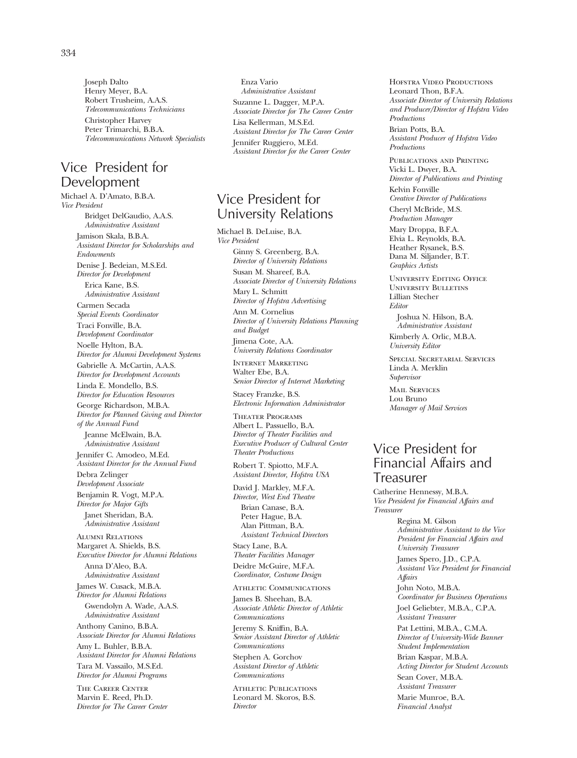Joseph Dalto
Henry Meyer, B.A.
Robert Trusheim, A.A.S.
*Telecommunications Technicians*

Christopher Harvey
Peter Trimarchi, B.B.A.
*Telecommunications Network Specialists*

## Vice President for Development

Michael A. D'Amato, B.B.A.
*Vice President*

Bridget DelGaudio, A.A.S.
*Administrative Assistant*

Jamison Skala, B.B.A.
*Assistant Director for Scholarships and Endowments*

Denise J. Bedeian, M.S.Ed.
*Director for Development*

Erica Kane, B.S.
*Administrative Assistant*

Carmen Secada
*Special Events Coordinator*

Traci Fonville, B.A.
*Development Coordinator*

Noelle Hylton, B.A.
*Director for Alumni Development Systems*

Gabrielle A. McCartin, A.A.S.
*Director for Development Accounts*

Linda E. Mondello, B.S.
*Director for Education Resources*

George Richardson, M.B.A.
*Director for Planned Giving and Director of the Annual Fund*

Jeanne McElwain, B.A.
*Administrative Assistant*

Jennifer C. Amodeo, M.Ed.
*Assistant Director for the Annual Fund*

Debra Zelinger
*Development Associate*

Benjamin R. Vogt, M.P.A.
*Director for Major Gifts*

Janet Sheridan, B.A.
*Administrative Assistant*

Alumni Relations
Margaret A. Shields, B.S.
*Executive Director for Alumni Relations*

Anna D'Aleo, B.A.
*Administrative Assistant*

James W. Cusack, M.B.A.
*Director for Alumni Relations*

Gwendolyn A. Wade, A.A.S.
*Administrative Assistant*

Anthony Canino, B.B.A.
*Associate Director for Alumni Relations*

Amy L. Buhler, B.B.A.
*Assistant Director for Alumni Relations*

Tara M. Vassailo, M.S.Ed.
*Director for Alumni Programs*

The Career Center
Marvin E. Reed, Ph.D.
*Director for The Career Center*

Enza Vario
*Administrative Assistant*

Suzanne L. Dagger, M.P.A.
*Associate Director for The Career Center*

Lisa Kellerman, M.S.Ed.
*Assistant Director for The Career Center*

Jennifer Ruggiero, M.Ed.
*Assistant Director for the Career Center*

## Vice President for University Relations

Michael B. DeLuise, B.A.
*Vice President*

Ginny S. Greenberg, B.A.
*Director of University Relations*

Susan M. Shareef, B.A.
*Associate Director of University Relations*

Mary L. Schmitt
*Director of Hofstra Advertising*

Ann M. Cornelius
*Director of University Relations Planning and Budget*

Jimena Cote, A.A.
*University Relations Coordinator*

Internet Marketing
Walter Ebe, B.A.
*Senior Director of Internet Marketing*

Stacey Franzke, B.S.
*Electronic Information Administrator*

Theater Programs
Albert L. Passuello, B.A.
*Director of Theater Facilities and Executive Producer of Cultural Center Theater Productions*

Robert T. Spiotto, M.F.A.
*Assistant Director, Hofstra USA*

David J. Markley, M.F.A.
*Director, West End Theatre*

Brian Canase, B.A.
Peter Hague, B.A.
Alan Pittman, B.A.
*Assistant Technical Directors*

Stacy Lane, B.A.
*Theater Facilities Manager*

Deidre McGuire, M.F.A.
*Coordinator, Costume Design*

Athletic Communications
James B. Sheehan, B.A.
*Associate Athletic Director of Athletic Communications*

Jeremy S. Kniffin, B.A.
*Senior Assistant Director of Athletic Communications*

Stephen A. Gorchov
*Assistant Director of Athletic Communications*

Athletic Publications
Leonard M. Skoros, B.S.
*Director*

Hofstra Video Productions
Leonard Thon, B.F.A.
*Associate Director of University Relations and Producer/Director of Hofstra Video Productions*

Brian Potts, B.A.
*Assistant Producer of Hofstra Video Productions*

Publications and Printing
Vicki L. Dwyer, B.A.
*Director of Publications and Printing*

Kelvin Fonville
*Creative Director of Publications*

Cheryl McBride, M.S.
*Production Manager*

Mary Droppa, B.F.A.
Elvia L. Reynolds, B.A.
Heather Rysanek, B.S.
Dana M. Siljander, B.T.
*Graphics Artists*

University Editing Office
University Bulletins
Lillian Stecher
*Editor*

Joshua N. Hilson, B.A.
*Administrative Assistant*

Kimberly A. Orlic, M.B.A.
*University Editor*

Special Secretarial Services
Linda A. Merklin
*Supervisor*

Mail Services
Lou Bruno
*Manager of Mail Services*

## Vice President for Financial Affairs and Treasurer

Catherine Hennessy, M.B.A.
*Vice President for Financial Affairs and Treasurer*

Regina M. Gilson
*Administrative Assistant to the Vice President for Financial Affairs and University Treasurer*

James Spero, J.D., C.P.A.
*Assistant Vice President for Financial Affairs*

John Noto, M.B.A.
*Coordinator for Business Operations*

Joel Geliebter, M.B.A., C.P.A.
*Assistant Treasurer*

Pat Lettini, M.B.A., C.M.A.
*Director of University-Wide Banner Student Implementation*

Brian Kaspar, M.B.A.
*Acting Director for Student Accounts*

Sean Cover, M.B.A.
*Assistant Treasurer*

Marie Munroe, B.A.
*Financial Analyst*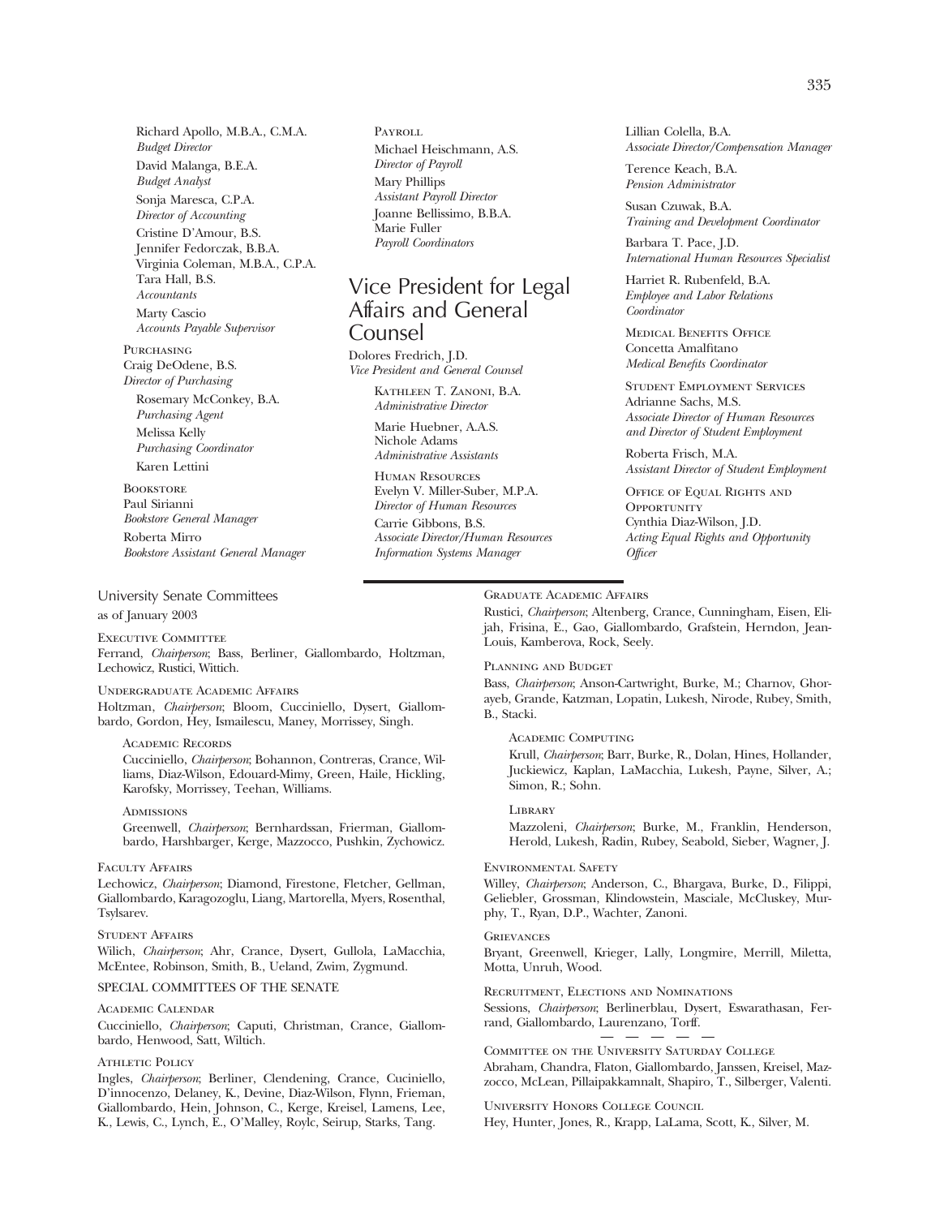Richard Apollo, M.B.A., C.M.A.
*Budget Director*

David Malanga, B.E.A.
*Budget Analyst*

Sonja Maresca, C.P.A.
*Director of Accounting*

Cristine D'Amour, B.S.
Jennifer Fedorczak, B.B.A.
Virginia Coleman, M.B.A., C.P.A.
Tara Hall, B.S.
*Accountants*

Marty Cascio
*Accounts Payable Supervisor*

PURCHASING
Craig DeOdene, B.S.
*Director of Purchasing*

Rosemary McConkey, B.A.
*Purchasing Agent*

Melissa Kelly
*Purchasing Coordinator*

Karen Lettini

BOOKSTORE
Paul Sirianni
*Bookstore General Manager*

Roberta Mirro
*Bookstore Assistant General Manager*

PAYROLL
Michael Heischmann, A.S.
*Director of Payroll*

Mary Phillips
*Assistant Payroll Director*

Joanne Bellissimo, B.B.A.
Marie Fuller
*Payroll Coordinators*

## Vice President for Legal Affairs and General Counsel

Dolores Fredrich, J.D.
*Vice President and General Counsel*

KATHLEEN T. ZANONI, B.A.
*Administrative Director*

Marie Huebner, A.A.S.
Nichole Adams
*Administrative Assistants*

HUMAN RESOURCES
Evelyn V. Miller-Suber, M.P.A.
*Director of Human Resources*

Carrie Gibbons, B.S.
*Associate Director/Human Resources Information Systems Manager*

Lillian Colella, B.A.
*Associate Director/Compensation Manager*

Terence Keach, B.A.
*Pension Administrator*

Susan Czuwak, B.A.
*Training and Development Coordinator*

Barbara T. Pace, J.D.
*International Human Resources Specialist*

Harriet R. Rubenfeld, B.A.
*Employee and Labor Relations Coordinator*

MEDICAL BENEFITS OFFICE
Concetta Amalfitano
*Medical Benefits Coordinator*

STUDENT EMPLOYMENT SERVICES
Adrianne Sachs, M.S.
*Associate Director of Human Resources and Director of Student Employment*

Roberta Frisch, M.A.
*Assistant Director of Student Employment*

OFFICE OF EQUAL RIGHTS AND OPPORTUNITY
Cynthia Diaz-Wilson, J.D.
*Acting Equal Rights and Opportunity Officer*

### University Senate Committees

as of January 2003

EXECUTIVE COMMITTEE
Ferrand, *Chairperson*; Bass, Berliner, Giallombardo, Holtzman, Lechowicz, Rustici, Wittich.

UNDERGRADUATE ACADEMIC AFFAIRS
Holtzman, *Chairperson*; Bloom, Cucciniello, Dysert, Giallombardo, Gordon, Hey, Ismailescu, Maney, Morrissey, Singh.

ACADEMIC RECORDS
Cucciniello, *Chairperson*; Bohannon, Contreras, Crance, Williams, Diaz-Wilson, Edouard-Mimy, Green, Haile, Hickling, Karofsky, Morrissey, Teehan, Williams.

ADMISSIONS
Greenwell, *Chairperson*; Bernhardssan, Frierman, Giallombardo, Harshbarger, Kerge, Mazzocco, Pushkin, Zychowicz.

FACULTY AFFAIRS
Lechowicz, *Chairperson*; Diamond, Firestone, Fletcher, Gellman, Giallombardo, Karagozoglu, Liang, Martorella, Myers, Rosenthal, Tsylsarev.

STUDENT AFFAIRS
Wilich, *Chairperson*; Ahr, Crance, Dysert, Gullola, LaMacchia, McEntee, Robinson, Smith, B., Ueland, Zwim, Zygmund.

SPECIAL COMMITTEES OF THE SENATE

ACADEMIC CALENDAR
Cucciniello, *Chairperson*; Caputi, Christman, Crance, Giallombardo, Henwood, Satt, Wiltich.

ATHLETIC POLICY
Ingles, *Chairperson*; Berliner, Clendening, Crance, Cuciniello, D'innocenzo, Delaney, K., Devine, Diaz-Wilson, Flynn, Frieman, Giallombardo, Hein, Johnson, C., Kerge, Kreisel, Lamens, Lee, K., Lewis, C., Lynch, E., O'Malley, Roylc, Seirup, Starks, Tang.

GRADUATE ACADEMIC AFFAIRS
Rustici, *Chairperson*; Altenberg, Crance, Cunningham, Eisen, Elijah, Frisina, E., Gao, Giallombardo, Grafstein, Herndon, Jean-Louis, Kamberova, Rock, Seely.

PLANNING AND BUDGET
Bass, *Chairperson*; Anson-Cartwright, Burke, M.; Charnov, Ghorayeb, Grande, Katzman, Lopatin, Lukesh, Nirode, Rubey, Smith, B., Stacki.

ACADEMIC COMPUTING
Krull, *Chairperson*; Barr, Burke, R., Dolan, Hines, Hollander, Juckiewicz, Kaplan, LaMacchia, Lukesh, Payne, Silver, A.; Simon, R.; Sohn.

LIBRARY
Mazzoleni, *Chairperson*; Burke, M., Franklin, Henderson, Herold, Lukesh, Radin, Rubey, Seabold, Sieber, Wagner, J.

ENVIRONMENTAL SAFETY
Willey, *Chairperson*; Anderson, C., Bhargava, Burke, D., Filippi, Geliebler, Grossman, Klindowstein, Masciale, McCluskey, Murphy, T., Ryan, D.P., Wachter, Zanoni.

GRIEVANCES
Bryant, Greenwell, Krieger, Lally, Longmire, Merrill, Miletta, Motta, Unruh, Wood.

RECRUITMENT, ELECTIONS AND NOMINATIONS
Sessions, *Chairperson*; Berlinerblau, Dysert, Eswarathasan, Ferrand, Giallombardo, Laurenzano, Torff.

— — — — —

COMMITTEE ON THE UNIVERSITY SATURDAY COLLEGE
Abraham, Chandra, Flaton, Giallombardo, Janssen, Kreisel, Mazzocco, McLean, Pillaipakkamnalt, Shapiro, T., Silberger, Valenti.

UNIVERSITY HONORS COLLEGE COUNCIL
Hey, Hunter, Jones, R., Krapp, LaLama, Scott, K., Silver, M.